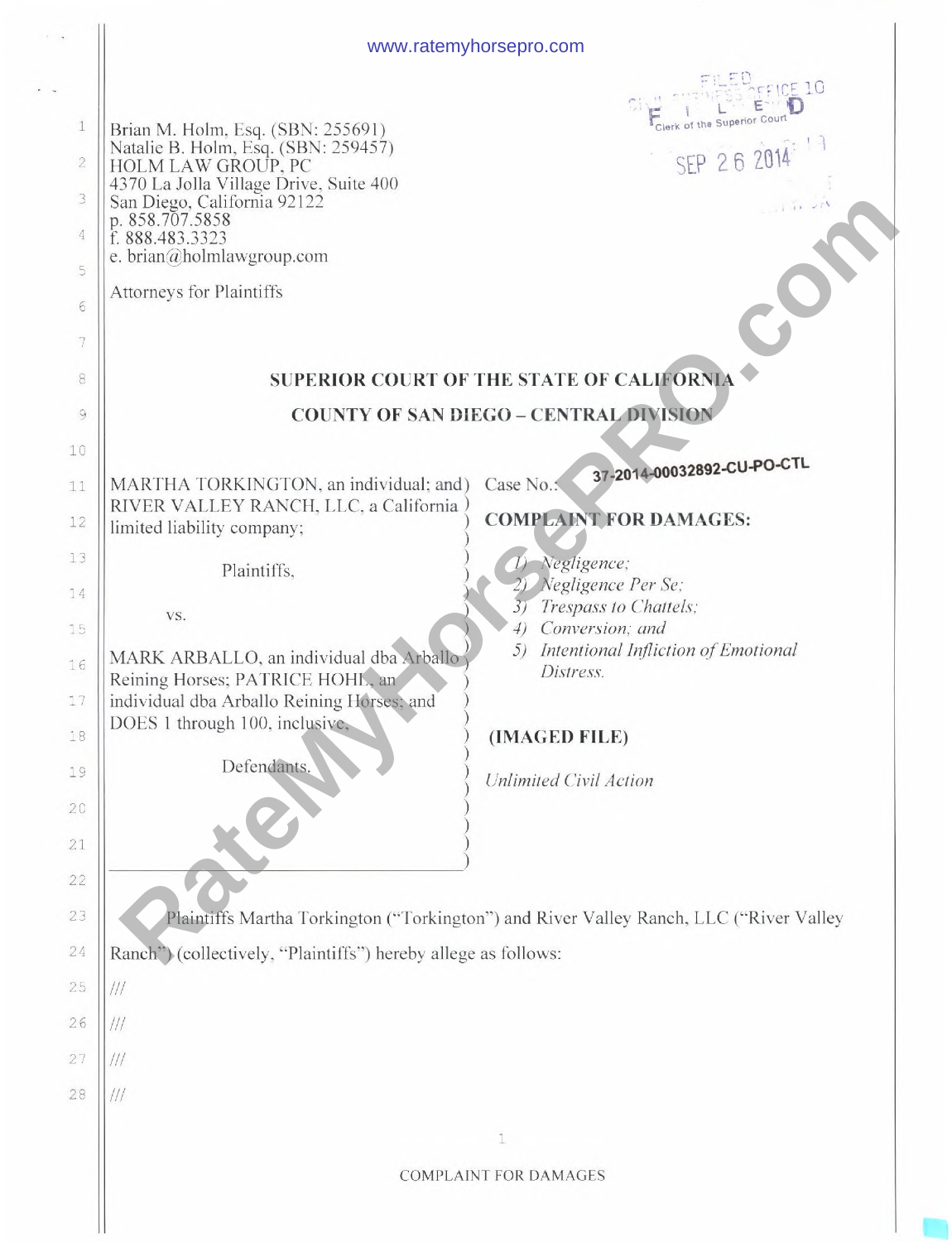Brian M. Holm, Esq. (SBN: 255691)
Natalie B. Holm, Esq. (SBN: 259457)
HOLM LAW GROUP, PC
4370 La Jolla Village Drive, Suite 400
San Diego, California 92122
p. 858.707.5858
f. 888.483.3323
e. brian@holmlawgroup.com

Attorneys for Plaintiffs

FILED
Clerk of the Superior Court
SEP 26 2014

## SUPERIOR COURT OF THE STATE OF CALIFORNIA

## COUNTY OF SAN DIEGO – CENTRAL DIVISION

MARTHA TORKINGTON, an individual; and RIVER VALLEY RANCH, LLC, a California limited liability company;

Plaintiffs,

vs.

MARK ARBALLO, an individual dba Arballo Reining Horses; PATRICE HOHL, an individual dba Arballo Reining Horses; and DOES 1 through 100, inclusive,

Defendants.

Case No.: 37-2014-00032892-CU-PO-CTL

**COMPLAINT FOR DAMAGES:**

1) *Negligence;*
2) *Negligence Per Se;*
3) *Trespass to Chattels;*
4) *Conversion; and*
5) *Intentional Infliction of Emotional Distress.*

**(IMAGED FILE)**

*Unlimited Civil Action*

Plaintiffs Martha Torkington ("Torkington") and River Valley Ranch, LLC ("River Valley Ranch") (collectively, "Plaintiffs") hereby allege as follows:

///

///

///

///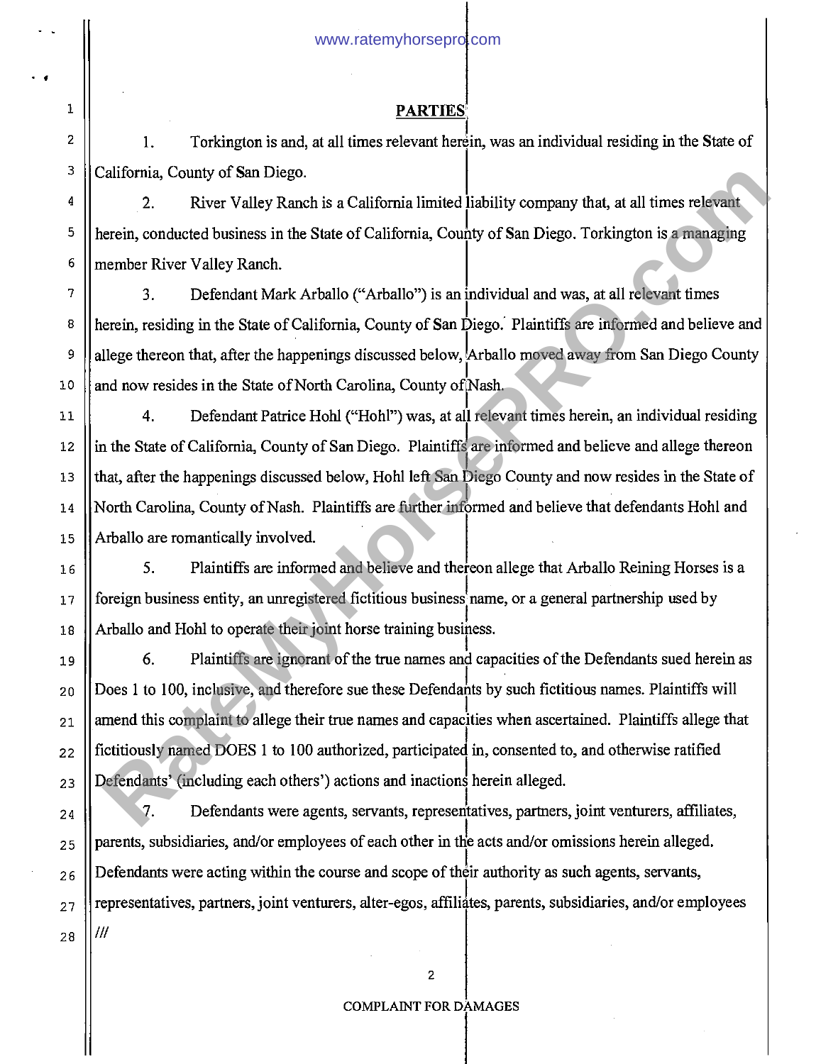## PARTIES

1. Torkington is and, at all times relevant herein, was an individual residing in the State of California, County of San Diego.

2. River Valley Ranch is a California limited liability company that, at all times relevant herein, conducted business in the State of California, County of San Diego. Torkington is a managing member River Valley Ranch.

3. Defendant Mark Arballo ("Arballo") is an individual and was, at all relevant times herein, residing in the State of California, County of San Diego. Plaintiffs are informed and believe and allege thereon that, after the happenings discussed below, Arballo moved away from San Diego County and now resides in the State of North Carolina, County of Nash.

4. Defendant Patrice Hohl ("Hohl") was, at all relevant times herein, an individual residing in the State of California, County of San Diego. Plaintiffs are informed and believe and allege thereon that, after the happenings discussed below, Hohl left San Diego County and now resides in the State of North Carolina, County of Nash. Plaintiffs are further informed and believe that defendants Hohl and Arballo are romantically involved.

5. Plaintiffs are informed and believe and thereon allege that Arballo Reining Horses is a foreign business entity, an unregistered fictitious business name, or a general partnership used by Arballo and Hohl to operate their joint horse training business.

6. Plaintiffs are ignorant of the true names and capacities of the Defendants sued herein as Does 1 to 100, inclusive, and therefore sue these Defendants by such fictitious names. Plaintiffs will amend this complaint to allege their true names and capacities when ascertained. Plaintiffs allege that fictitiously named DOES 1 to 100 authorized, participated in, consented to, and otherwise ratified Defendants' (including each others') actions and inactions herein alleged.

7. Defendants were agents, servants, representatives, partners, joint venturers, affiliates, parents, subsidiaries, and/or employees of each other in the acts and/or omissions herein alleged. Defendants were acting within the course and scope of their authority as such agents, servants, representatives, partners, joint venturers, alter-egos, affiliates, parents, subsidiaries, and/or employees

///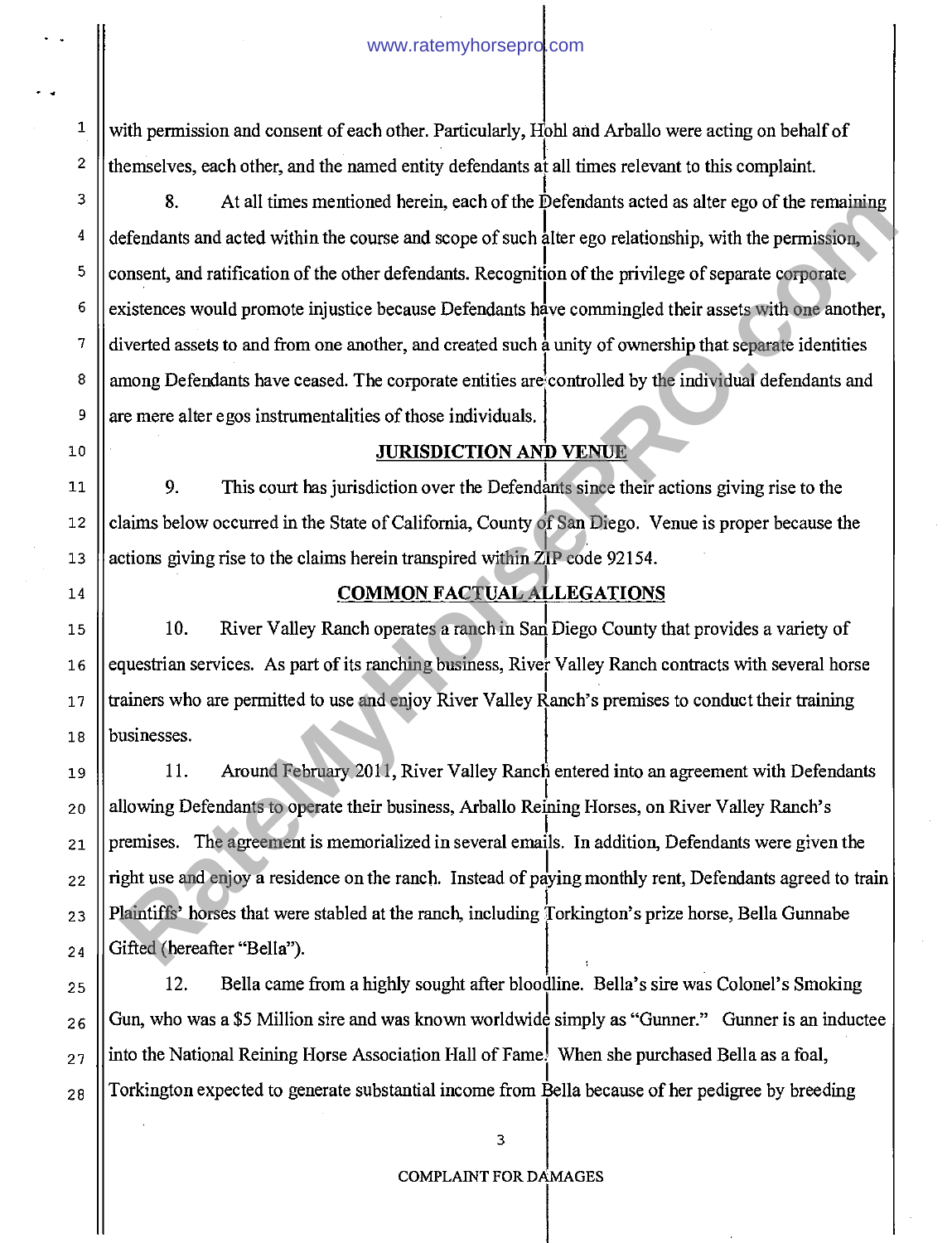with permission and consent of each other. Particularly, Hohl and Arballo were acting on behalf of themselves, each other, and the named entity defendants at all times relevant to this complaint.

8. At all times mentioned herein, each of the Defendants acted as alter ego of the remaining defendants and acted within the course and scope of such alter ego relationship, with the permission, consent, and ratification of the other defendants. Recognition of the privilege of separate corporate existences would promote injustice because Defendants have commingled their assets with one another, diverted assets to and from one another, and created such a unity of ownership that separate identities among Defendants have ceased. The corporate entities are controlled by the individual defendants and are mere alter egos instrumentalities of those individuals.

## JURISDICTION AND VENUE

9. This court has jurisdiction over the Defendants since their actions giving rise to the claims below occurred in the State of California, County of San Diego. Venue is proper because the actions giving rise to the claims herein transpired within ZIP code 92154.

## COMMON FACTUAL ALLEGATIONS

10. River Valley Ranch operates a ranch in San Diego County that provides a variety of equestrian services. As part of its ranching business, River Valley Ranch contracts with several horse trainers who are permitted to use and enjoy River Valley Ranch's premises to conduct their training businesses.

11. Around February 2011, River Valley Ranch entered into an agreement with Defendants allowing Defendants to operate their business, Arballo Reining Horses, on River Valley Ranch's premises. The agreement is memorialized in several emails. In addition, Defendants were given the right use and enjoy a residence on the ranch. Instead of paying monthly rent, Defendants agreed to train Plaintiffs' horses that were stabled at the ranch, including Torkington's prize horse, Bella Gunnabe Gifted (hereafter "Bella").

12. Bella came from a highly sought after bloodline. Bella's sire was Colonel's Smoking Gun, who was a $5 Million sire and was known worldwide simply as "Gunner." Gunner is an inductee into the National Reining Horse Association Hall of Fame. When she purchased Bella as a foal, Torkington expected to generate substantial income from Bella because of her pedigree by breeding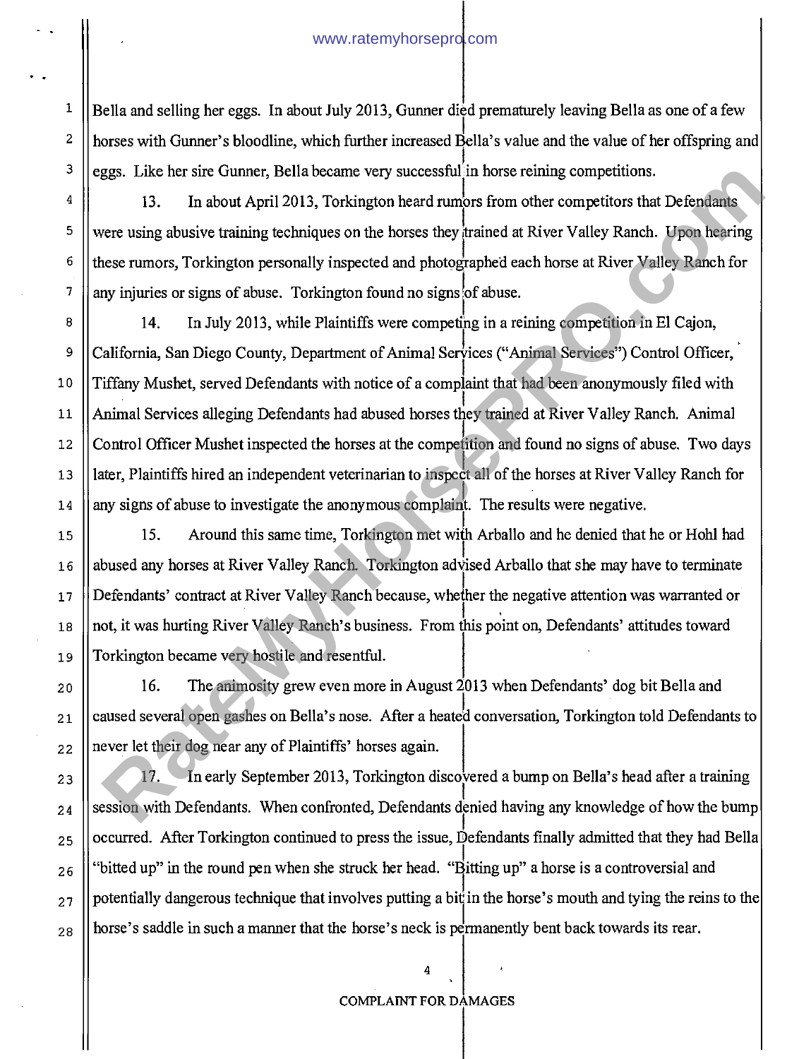Bella and selling her eggs. In about July 2013, Gunner died prematurely leaving Bella as one of a few horses with Gunner's bloodline, which further increased Bella's value and the value of her offspring and eggs. Like her sire Gunner, Bella became very successful in horse reining competitions.

13. In about April 2013, Torkington heard rumors from other competitors that Defendants were using abusive training techniques on the horses they trained at River Valley Ranch. Upon hearing these rumors, Torkington personally inspected and photographed each horse at River Valley Ranch for any injuries or signs of abuse. Torkington found no signs of abuse.

14. In July 2013, while Plaintiffs were competing in a reining competition in El Cajon, California, San Diego County, Department of Animal Services ("Animal Services") Control Officer, Tiffany Mushet, served Defendants with notice of a complaint that had been anonymously filed with Animal Services alleging Defendants had abused horses they trained at River Valley Ranch. Animal Control Officer Mushet inspected the horses at the competition and found no signs of abuse. Two days later, Plaintiffs hired an independent veterinarian to inspect all of the horses at River Valley Ranch for any signs of abuse to investigate the anonymous complaint. The results were negative.

15. Around this same time, Torkington met with Arballo and he denied that he or Hohl had abused any horses at River Valley Ranch. Torkington advised Arballo that she may have to terminate Defendants' contract at River Valley Ranch because, whether the negative attention was warranted or not, it was hurting River Valley Ranch's business. From this point on, Defendants' attitudes toward Torkington became very hostile and resentful.

16. The animosity grew even more in August 2013 when Defendants' dog bit Bella and caused several open gashes on Bella's nose. After a heated conversation, Torkington told Defendants to never let their dog near any of Plaintiffs' horses again.

17. In early September 2013, Torkington discovered a bump on Bella's head after a training session with Defendants. When confronted, Defendants denied having any knowledge of how the bump occurred. After Torkington continued to press the issue, Defendants finally admitted that they had Bella "bitted up" in the round pen when she struck her head. "Bitting up" a horse is a controversial and potentially dangerous technique that involves putting a bit in the horse's mouth and tying the reins to the horse's saddle in such a manner that the horse's neck is permanently bent back towards its rear.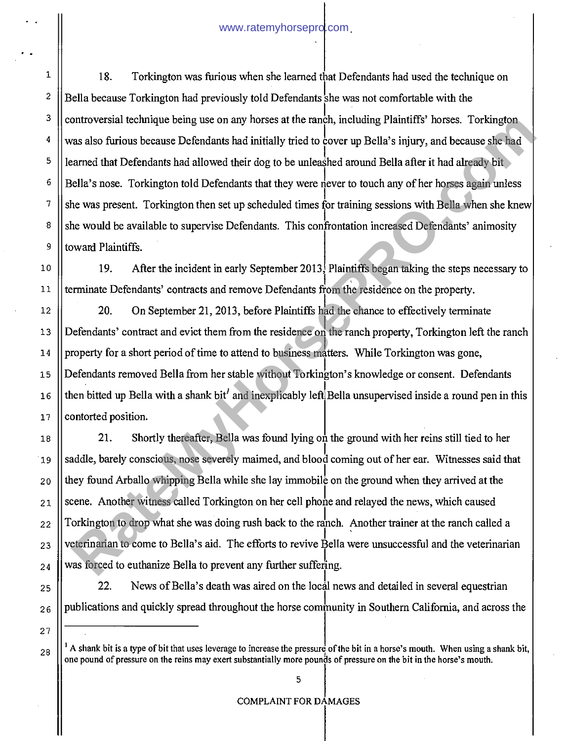18. Torkington was furious when she learned that Defendants had used the technique on Bella because Torkington had previously told Defendants she was not comfortable with the controversial technique being use on any horses at the ranch, including Plaintiffs' horses. Torkington was also furious because Defendants had initially tried to cover up Bella's injury, and because she had learned that Defendants had allowed their dog to be unleashed around Bella after it had already bit Bella's nose. Torkington told Defendants that they were never to touch any of her horses again unless she was present. Torkington then set up scheduled times for training sessions with Bella when she knew she would be available to supervise Defendants. This confrontation increased Defendants' animosity toward Plaintiffs.

19. After the incident in early September 2013, Plaintiffs began taking the steps necessary to terminate Defendants' contracts and remove Defendants from the residence on the property.

20. On September 21, 2013, before Plaintiffs had the chance to effectively terminate Defendants' contract and evict them from the residence on the ranch property, Torkington left the ranch property for a short period of time to attend to business matters. While Torkington was gone, Defendants removed Bella from her stable without Torkington's knowledge or consent. Defendants then bitted up Bella with a shank bit[1] and inexplicably left Bella unsupervised inside a round pen in this contorted position.

21. Shortly thereafter, Bella was found lying on the ground with her reins still tied to her saddle, barely conscious, nose severely maimed, and blood coming out of her ear. Witnesses said that they found Arballo whipping Bella while she lay immobile on the ground when they arrived at the scene. Another witness called Torkington on her cell phone and relayed the news, which caused Torkington to drop what she was doing rush back to the ranch. Another trainer at the ranch called a veterinarian to come to Bella's aid. The efforts to revive Bella were unsuccessful and the veterinarian was forced to euthanize Bella to prevent any further suffering.

22. News of Bella's death was aired on the local news and detailed in several equestrian publications and quickly spread throughout the horse community in Southern California, and across the

---

[1] A shank bit is a type of bit that uses leverage to increase the pressure of the bit in a horse's mouth. When using a shank bit, one pound of pressure on the reins may exert substantially more pounds of pressure on the bit in the horse's mouth.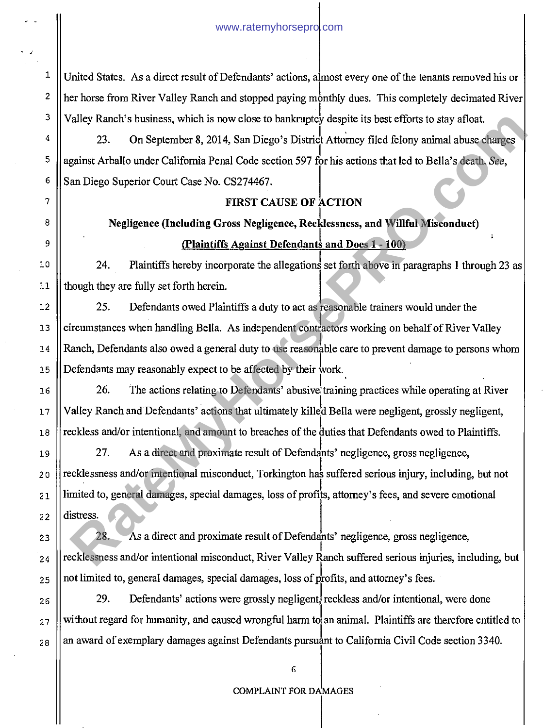United States. As a direct result of Defendants' actions, almost every one of the tenants removed his or her horse from River Valley Ranch and stopped paying monthly dues. This completely decimated River Valley Ranch's business, which is now close to bankruptcy despite its best efforts to stay afloat.

23. On September 8, 2014, San Diego's District Attorney filed felony animal abuse charges against Arballo under California Penal Code section 597 for his actions that led to Bella's death. *See*, San Diego Superior Court Case No. CS274467.

**FIRST CAUSE OF ACTION**

**Negligence (Including Gross Negligence, Recklessness, and Willful Misconduct)**

**(Plaintiffs Against Defendants and Does 1 - 100)**

24. Plaintiffs hereby incorporate the allegations set forth above in paragraphs 1 through 23 as though they are fully set forth herein.

25. Defendants owed Plaintiffs a duty to act as reasonable trainers would under the circumstances when handling Bella. As independent contractors working on behalf of River Valley Ranch, Defendants also owed a general duty to use reasonable care to prevent damage to persons whom Defendants may reasonably expect to be affected by their work.

26. The actions relating to Defendants' abusive training practices while operating at River Valley Ranch and Defendants' actions that ultimately killed Bella were negligent, grossly negligent, reckless and/or intentional, and amount to breaches of the duties that Defendants owed to Plaintiffs.

27. As a direct and proximate result of Defendants' negligence, gross negligence, recklessness and/or intentional misconduct, Torkington has suffered serious injury, including, but not limited to, general damages, special damages, loss of profits, attorney's fees, and severe emotional distress.

28. As a direct and proximate result of Defendants' negligence, gross negligence, recklessness and/or intentional misconduct, River Valley Ranch suffered serious injuries, including, but not limited to, general damages, special damages, loss of profits, and attorney's fees.

29. Defendants' actions were grossly negligent, reckless and/or intentional, were done without regard for humanity, and caused wrongful harm to an animal. Plaintiffs are therefore entitled to an award of exemplary damages against Defendants pursuant to California Civil Code section 3340.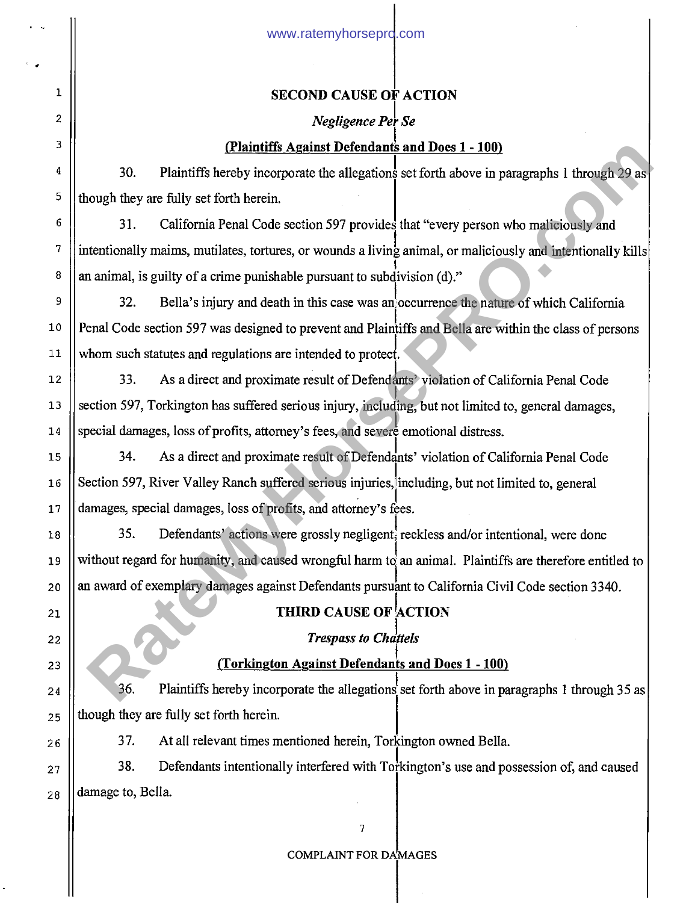## SECOND CAUSE OF ACTION

### *Negligence Per Se*

**(Plaintiffs Against Defendants and Does 1 - 100)**

30. Plaintiffs hereby incorporate the allegations set forth above in paragraphs 1 through 29 as though they are fully set forth herein.

31. California Penal Code section 597 provides that "every person who maliciously and intentionally maims, mutilates, tortures, or wounds a living animal, or maliciously and intentionally kills an animal, is guilty of a crime punishable pursuant to subdivision (d)."

32. Bella's injury and death in this case was an occurrence the nature of which California Penal Code section 597 was designed to prevent and Plaintiffs and Bella are within the class of persons whom such statutes and regulations are intended to protect.

33. As a direct and proximate result of Defendants' violation of California Penal Code section 597, Torkington has suffered serious injury, including, but not limited to, general damages, special damages, loss of profits, attorney's fees, and severe emotional distress.

34. As a direct and proximate result of Defendants' violation of California Penal Code Section 597, River Valley Ranch suffered serious injuries, including, but not limited to, general damages, special damages, loss of profits, and attorney's fees.

35. Defendants' actions were grossly negligent, reckless and/or intentional, were done without regard for humanity, and caused wrongful harm to an animal. Plaintiffs are therefore entitled to an award of exemplary damages against Defendants pursuant to California Civil Code section 3340.

## THIRD CAUSE OF ACTION

### *Trespass to Chattels*

**(Torkington Against Defendants and Does 1 - 100)**

36. Plaintiffs hereby incorporate the allegations set forth above in paragraphs 1 through 35 as though they are fully set forth herein.

37. At all relevant times mentioned herein, Torkington owned Bella.

38. Defendants intentionally interfered with Torkington's use and possession of, and caused damage to, Bella.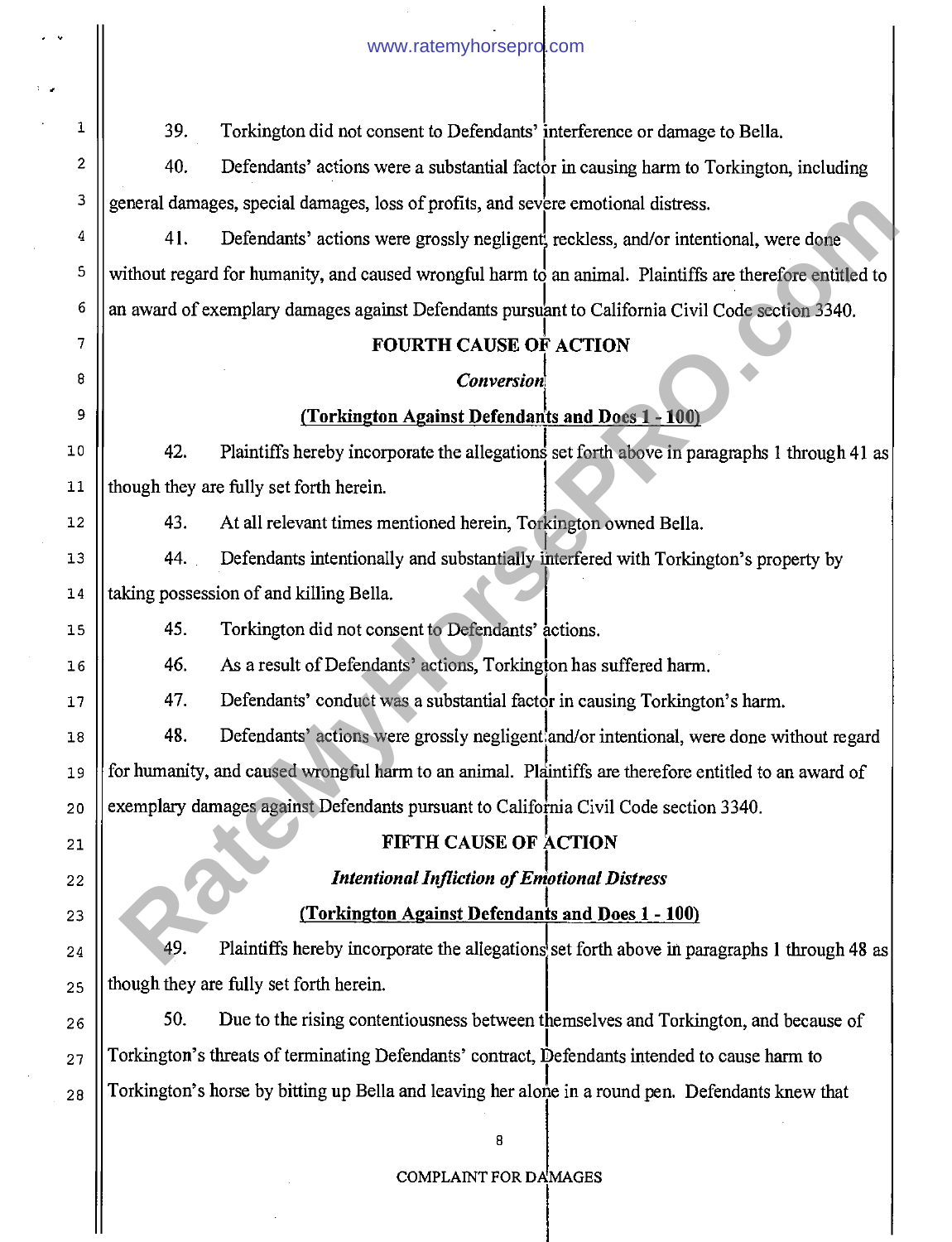39. Torkington did not consent to Defendants' interference or damage to Bella.

40. Defendants' actions were a substantial factor in causing harm to Torkington, including general damages, special damages, loss of profits, and severe emotional distress.

41. Defendants' actions were grossly negligent, reckless, and/or intentional, were done without regard for humanity, and caused wrongful harm to an animal. Plaintiffs are therefore entitled to an award of exemplary damages against Defendants pursuant to California Civil Code section 3340.

**FOURTH CAUSE OF ACTION**

***Conversion***

**(Torkington Against Defendants and Does 1 - 100)**

42. Plaintiffs hereby incorporate the allegations set forth above in paragraphs 1 through 41 as though they are fully set forth herein.

43. At all relevant times mentioned herein, Torkington owned Bella.

44. Defendants intentionally and substantially interfered with Torkington's property by taking possession of and killing Bella.

45. Torkington did not consent to Defendants' actions.

46. As a result of Defendants' actions, Torkington has suffered harm.

47. Defendants' conduct was a substantial factor in causing Torkington's harm.

48. Defendants' actions were grossly negligent and/or intentional, were done without regard for humanity, and caused wrongful harm to an animal. Plaintiffs are therefore entitled to an award of exemplary damages against Defendants pursuant to California Civil Code section 3340.

**FIFTH CAUSE OF ACTION**

***Intentional Infliction of Emotional Distress***

**(Torkington Against Defendants and Does 1 - 100)**

49. Plaintiffs hereby incorporate the allegations set forth above in paragraphs 1 through 48 as though they are fully set forth herein.

50. Due to the rising contentiousness between themselves and Torkington, and because of Torkington's threats of terminating Defendants' contract, Defendants intended to cause harm to Torkington's horse by bitting up Bella and leaving her alone in a round pen. Defendants knew that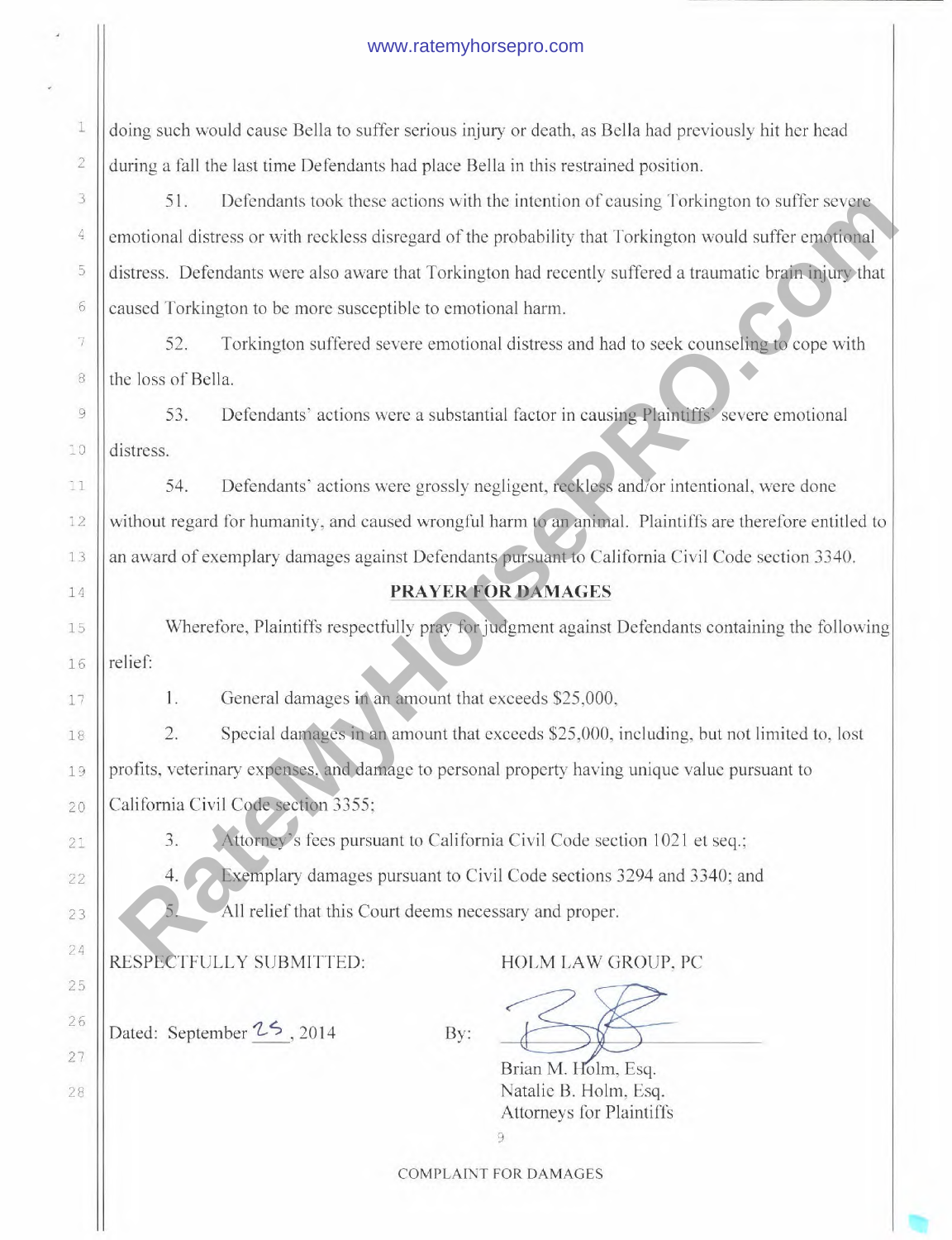doing such would cause Bella to suffer serious injury or death, as Bella had previously hit her head during a fall the last time Defendants had place Bella in this restrained position.

51. Defendants took these actions with the intention of causing Torkington to suffer severe emotional distress or with reckless disregard of the probability that Torkington would suffer emotional distress. Defendants were also aware that Torkington had recently suffered a traumatic brain injury that caused Torkington to be more susceptible to emotional harm.

52. Torkington suffered severe emotional distress and had to seek counseling to cope with the loss of Bella.

53. Defendants' actions were a substantial factor in causing Plaintiffs' severe emotional distress.

54. Defendants' actions were grossly negligent, reckless and/or intentional, were done without regard for humanity, and caused wrongful harm to an animal. Plaintiffs are therefore entitled to an award of exemplary damages against Defendants pursuant to California Civil Code section 3340.

## PRAYER FOR DAMAGES

Wherefore, Plaintiffs respectfully pray for judgment against Defendants containing the following relief:

1. General damages in an amount that exceeds $25,000,
2. Special damages in an amount that exceeds $25,000, including, but not limited to, lost profits, veterinary expenses, and damage to personal property having unique value pursuant to California Civil Code section 3355;
3. Attorney's fees pursuant to California Civil Code section 1021 et seq.;
4. Exemplary damages pursuant to Civil Code sections 3294 and 3340; and
5. All relief that this Court deems necessary and proper.

RESPECTFULLY SUBMITTED: HOLM LAW GROUP, PC

Dated: September 25, 2014 By: ______________________

Brian M. Holm, Esq.
Natalie B. Holm, Esq.
Attorneys for Plaintiffs